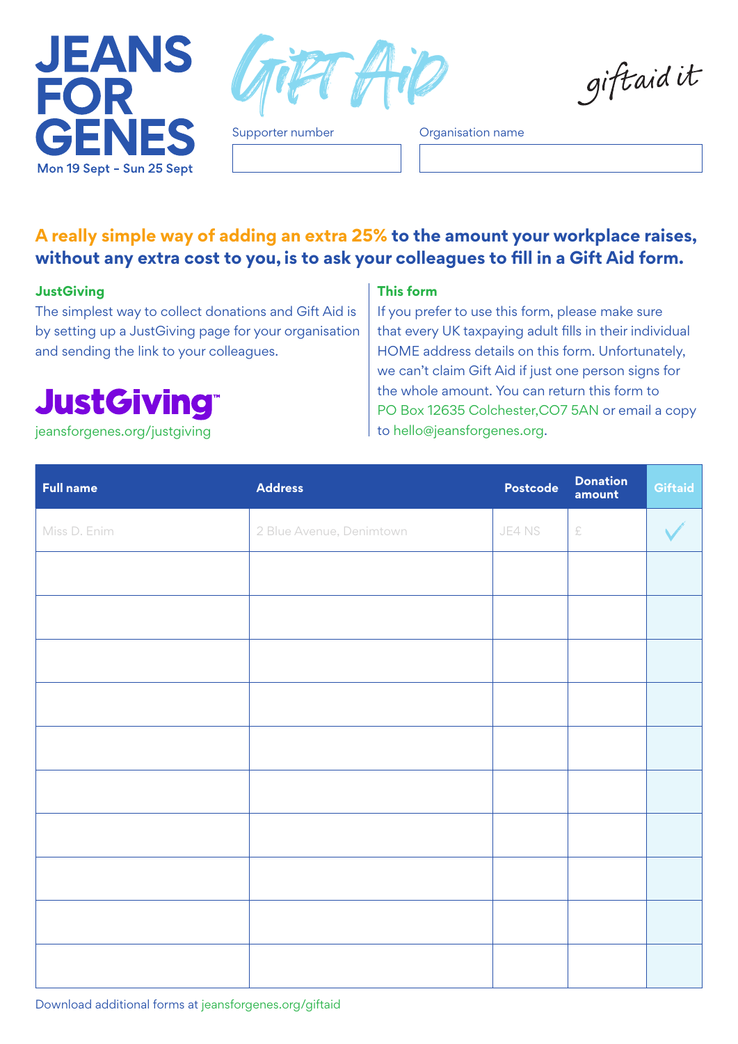# JEANS FOR GENES

Mon 19 Sept – Sun 25 Sept

# Gift Aid

giftaid it

Supporter number

Organisation name

## A really simple way of adding an extra 25% to the amount your workplace raises, without any extra cost to you, is to ask your colleagues to fill in a Gift Aid form.

### JustGiving

The simplest way to collect donations and Gift Aid is by setting up a JustGiving page for your organisation and sending the link to your colleagues.

JustGiving™

jeansforgenes.org/justgiving

### This form

If you prefer to use this form, please make sure that every UK taxpaying adult fills in their individual HOME address details on this form. Unfortunately, we can't claim Gift Aid if just one person signs for the whole amount. You can return this form to PO Box 12635 Colchester,CO7 5AN or email a copy to hello@jeansforgenes.org.

| Full name | Address | Postcode | Donation amount | Giftaid |
|---|---|---|---|---|
| Miss D. Enim | 2 Blue Avenue, Denimtown | JE4 NS | £ | ✓ |
| | | | | |
| | | | | |
| | | | | |
| | | | | |
| | | | | |
| | | | | |
| | | | | |
| | | | | |
| | | | | |
| | | | | |

Download additional forms at jeansforgenes.org/giftaid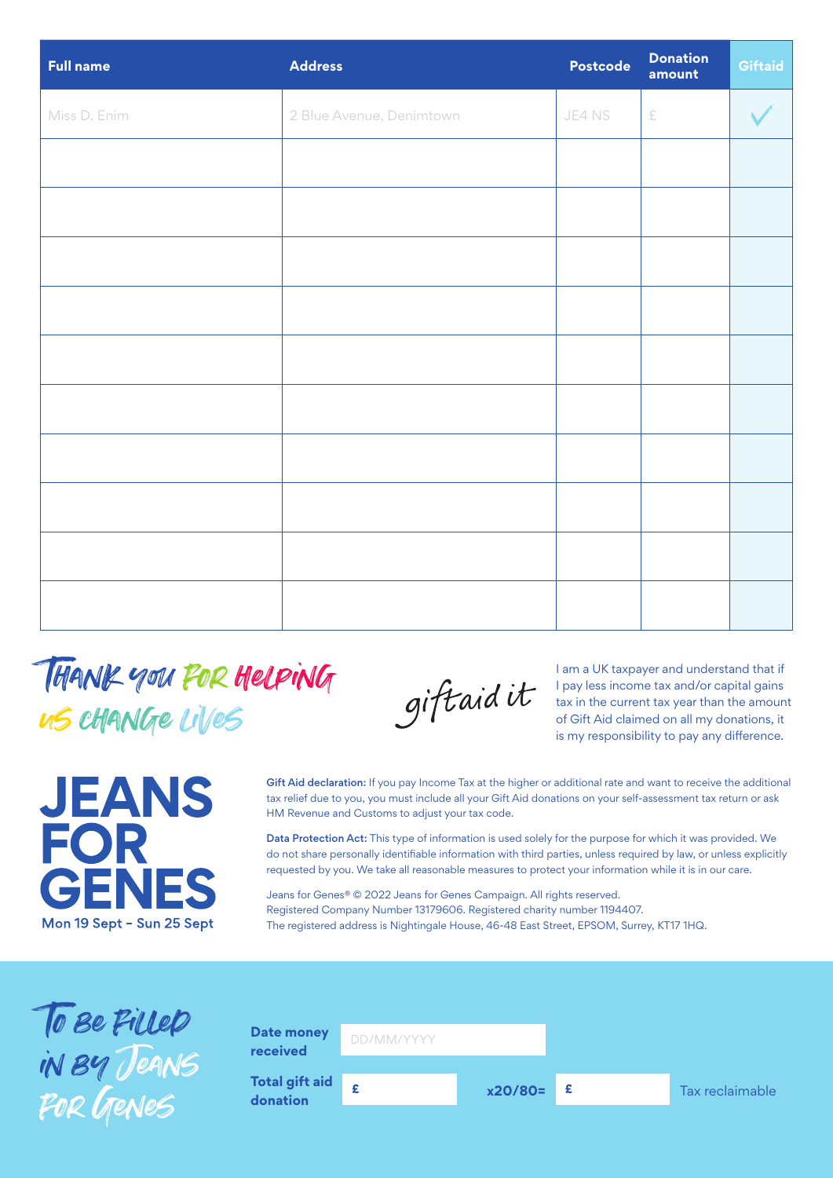| Full name | Address | Postcode | Donation amount | Giftaid |
|---|---|---|---|---|
| Miss D. Enim | 2 Blue Avenue, Denimtown | JE4 NS | £ | ✓ |
| | | | | |
| | | | | |
| | | | | |
| | | | | |
| | | | | |
| | | | | |
| | | | | |
| | | | | |
| | | | | |
| | | | | |

THANK YOU FOR HELPING US CHANGE LIVES

giftaid it

I am a UK taxpayer and understand that if I pay less income tax and/or capital gains tax in the current tax year than the amount of Gift Aid claimed on all my donations, it is my responsibility to pay any difference.

# JEANS FOR GENES

Mon 19 Sept – Sun 25 Sept

**Gift Aid declaration:** If you pay Income Tax at the higher or additional rate and want to receive the additional tax relief due to you, you must include all your Gift Aid donations on your self-assessment tax return or ask HM Revenue and Customs to adjust your tax code.

**Data Protection Act:** This type of information is used solely for the purpose for which it was provided. We do not share personally identifiable information with third parties, unless required by law, or unless explicitly requested by you. We take all reasonable measures to protect your information while it is in our care.

Jeans for Genes® © 2022 Jeans for Genes Campaign. All rights reserved.
Registered Company Number 13179606. Registered charity number 1194407.
The registered address is Nightingale House, 46-48 East Street, EPSOM, Surrey, KT17 1HQ.

To Be Filled in By Jeans For Genes

**Date money received** DD/MM/YYYY

**Total gift aid donation** £ **x20/80=** £ Tax reclaimable